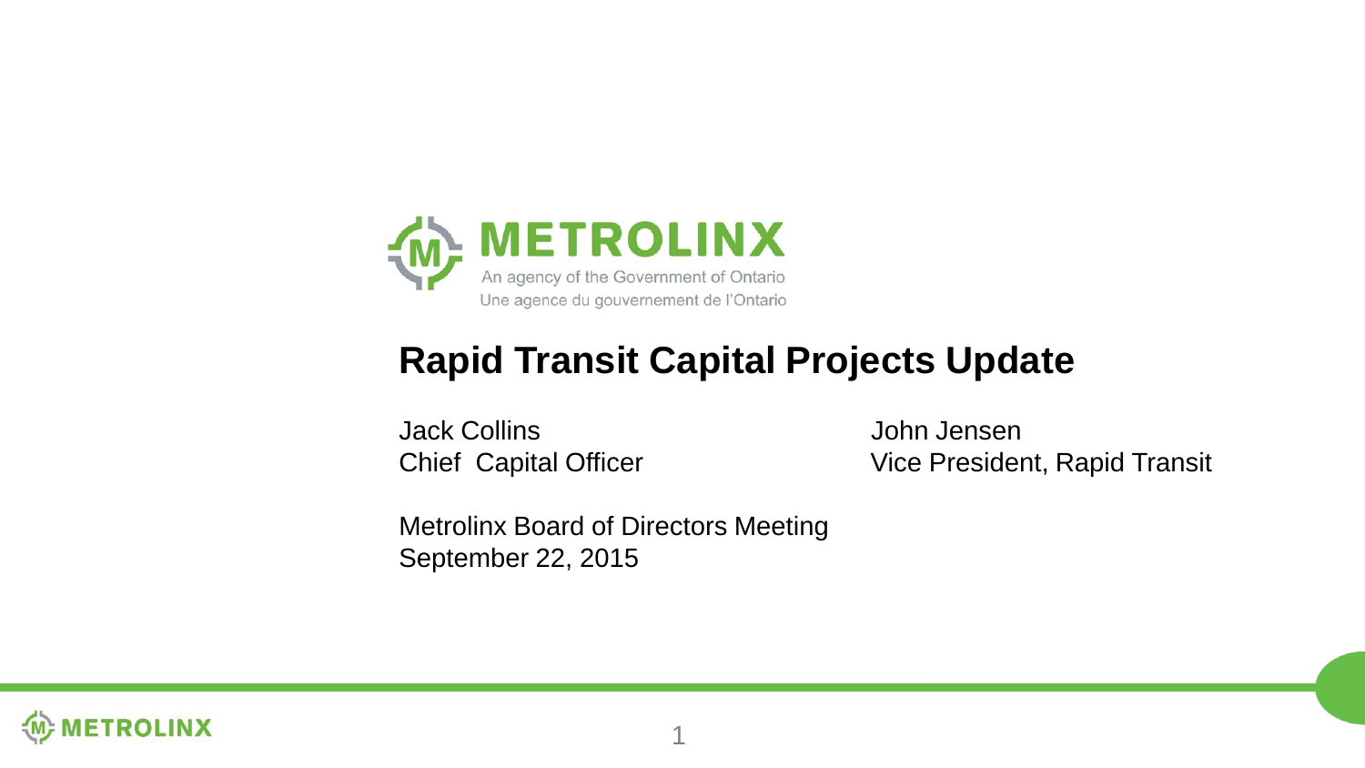METROLINX

An agency of the Government of Ontario

Une agence du gouvernement de l'Ontario

# Rapid Transit Capital Projects Update

Jack Collins
Chief Capital Officer

John Jensen
Vice President, Rapid Transit

Metrolinx Board of Directors Meeting
September 22, 2015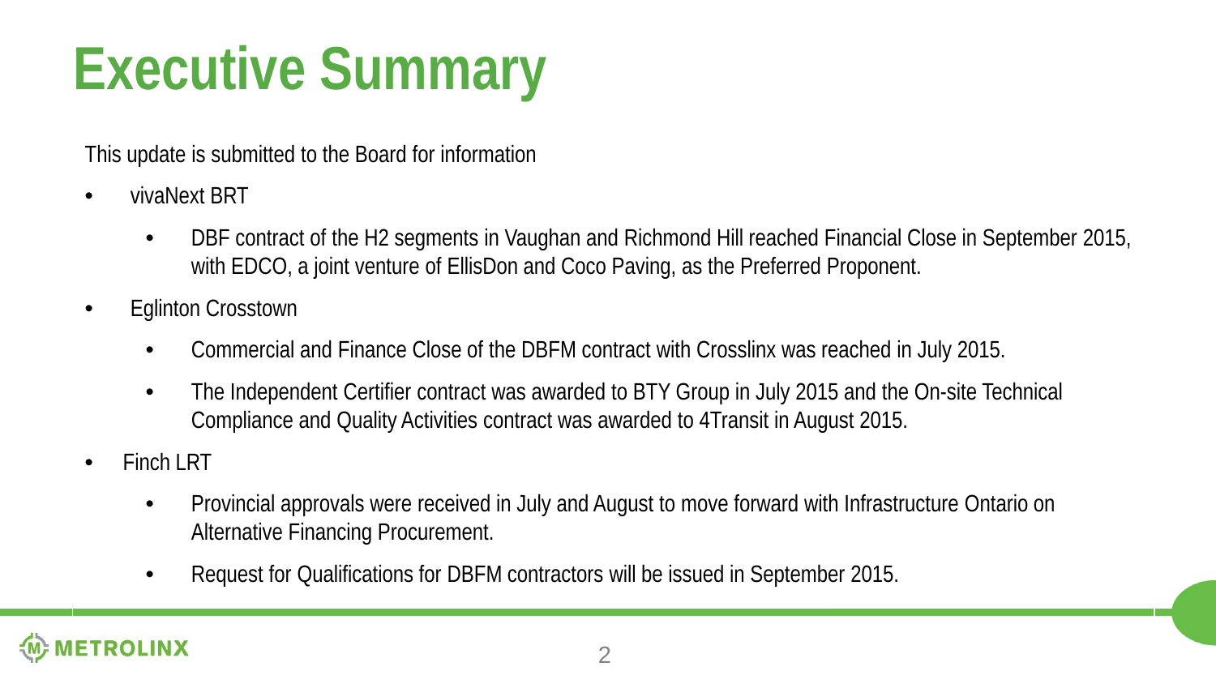# Executive Summary

This update is submitted to the Board for information

- vivaNext BRT
  - DBF contract of the H2 segments in Vaughan and Richmond Hill reached Financial Close in September 2015, with EDCO, a joint venture of EllisDon and Coco Paving, as the Preferred Proponent.
- Eglinton Crosstown
  - Commercial and Finance Close of the DBFM contract with Crosslinx was reached in July 2015.
  - The Independent Certifier contract was awarded to BTY Group in July 2015 and the On-site Technical Compliance and Quality Activities contract was awarded to 4Transit in August 2015.
- Finch LRT
  - Provincial approvals were received in July and August to move forward with Infrastructure Ontario on Alternative Financing Procurement.
  - Request for Qualifications for DBFM contractors will be issued in September 2015.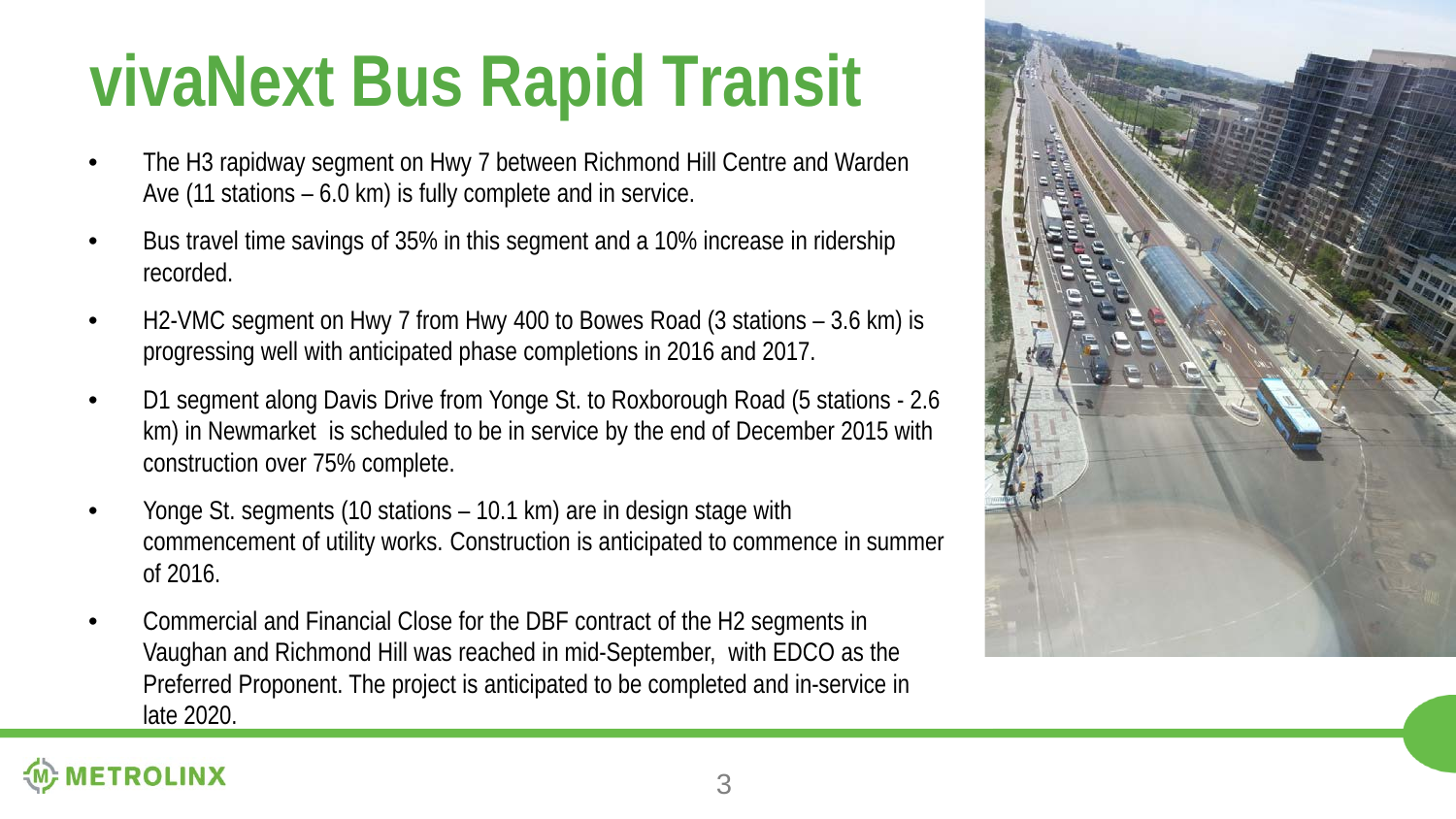# vivaNext Bus Rapid Transit

- The H3 rapidway segment on Hwy 7 between Richmond Hill Centre and Warden Ave (11 stations – 6.0 km) is fully complete and in service.
- Bus travel time savings of 35% in this segment and a 10% increase in ridership recorded.
- H2-VMC segment on Hwy 7 from Hwy 400 to Bowes Road (3 stations – 3.6 km) is progressing well with anticipated phase completions in 2016 and 2017.
- D1 segment along Davis Drive from Yonge St. to Roxborough Road (5 stations - 2.6 km) in Newmarket is scheduled to be in service by the end of December 2015 with construction over 75% complete.
- Yonge St. segments (10 stations – 10.1 km) are in design stage with commencement of utility works. Construction is anticipated to commence in summer of 2016.
- Commercial and Financial Close for the DBF contract of the H2 segments in Vaughan and Richmond Hill was reached in mid-September, with EDCO as the Preferred Proponent. The project is anticipated to be completed and in-service in late 2020.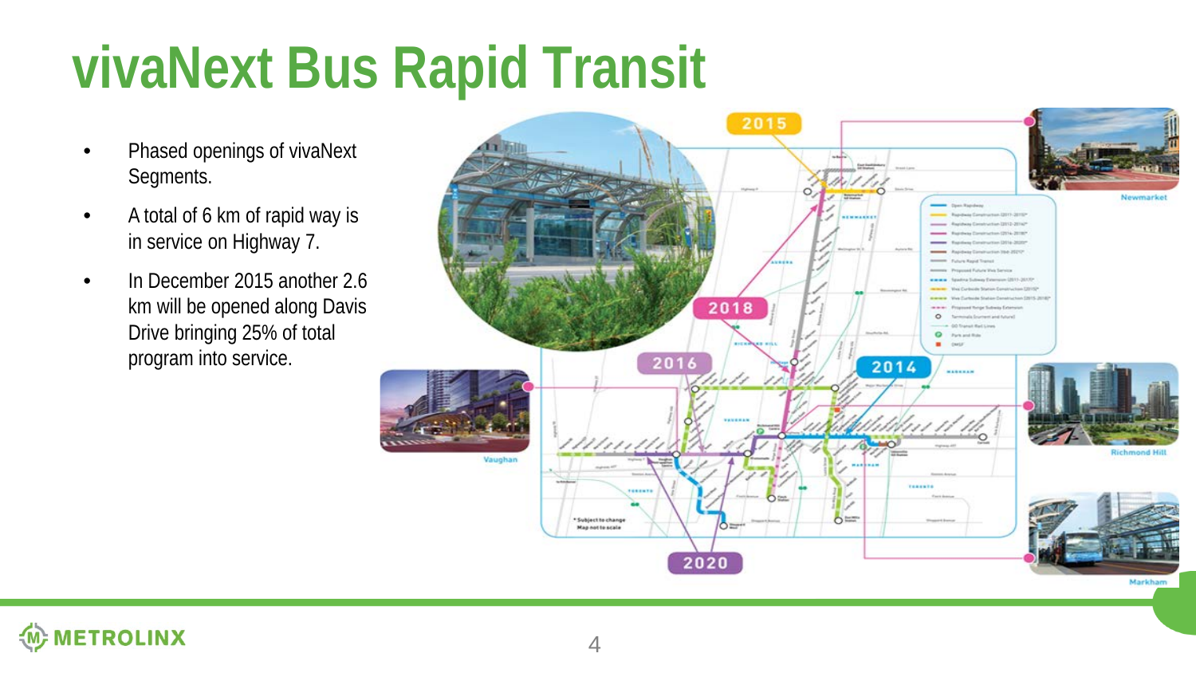# vivaNext Bus Rapid Transit

- Phased openings of vivaNext Segments.
- A total of 6 km of rapid way is in service on Highway 7.
- In December 2015 another 2.6 km will be opened along Davis Drive bringing 25% of total program into service.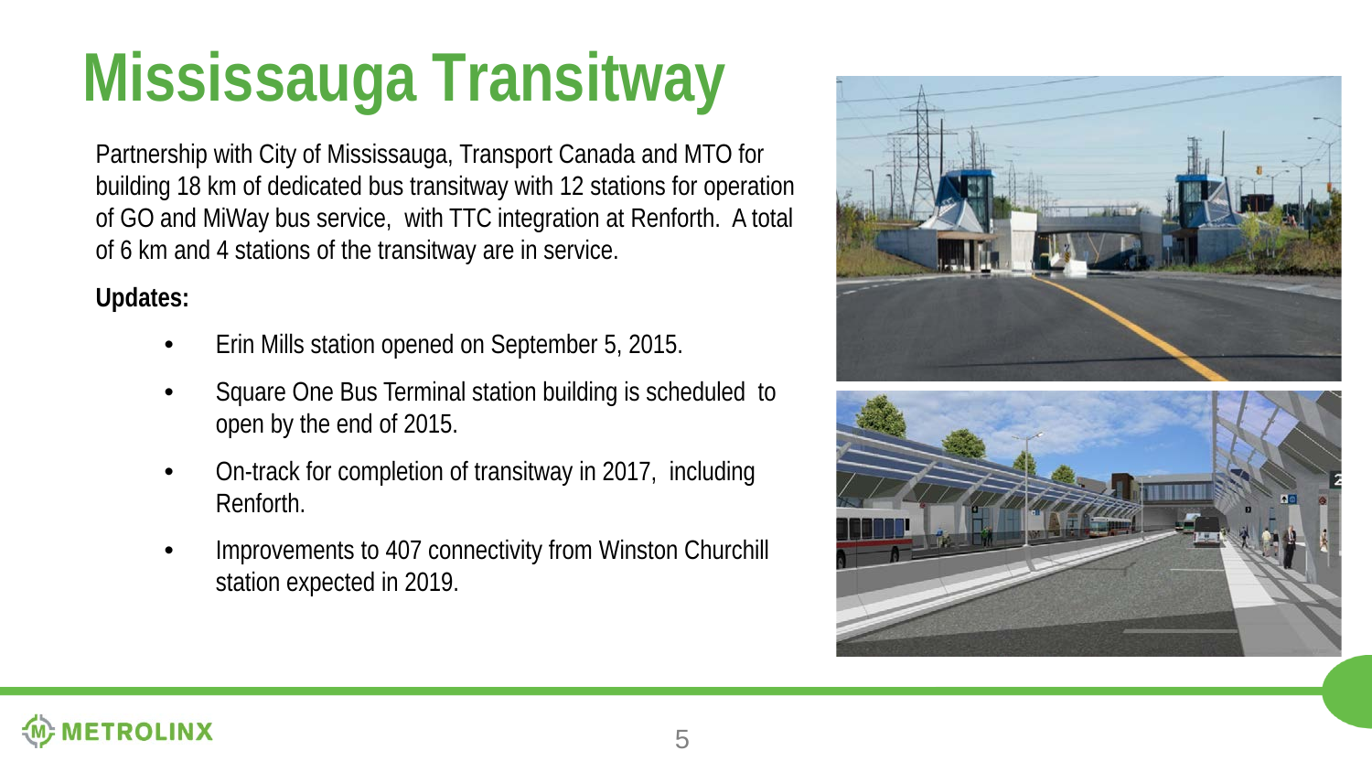# Mississauga Transitway

Partnership with City of Mississauga, Transport Canada and MTO for building 18 km of dedicated bus transitway with 12 stations for operation of GO and MiWay bus service, with TTC integration at Renforth. A total of 6 km and 4 stations of the transitway are in service.

**Updates:**

- Erin Mills station opened on September 5, 2015.
- Square One Bus Terminal station building is scheduled to open by the end of 2015.
- On-track for completion of transitway in 2017, including Renforth.
- Improvements to 407 connectivity from Winston Churchill station expected in 2019.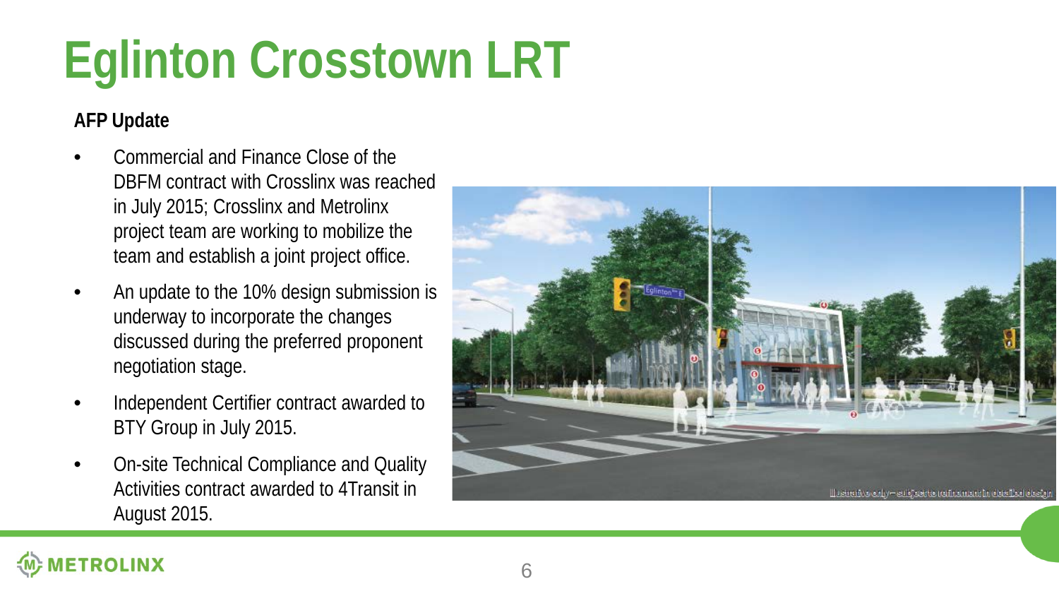# Eglinton Crosstown LRT

**AFP Update**

- Commercial and Finance Close of the DBFM contract with Crosslinx was reached in July 2015; Crosslinx and Metrolinx project team are working to mobilize the team and establish a joint project office.
- An update to the 10% design submission is underway to incorporate the changes discussed during the preferred proponent negotiation stage.
- Independent Certifier contract awarded to BTY Group in July 2015.
- On-site Technical Compliance and Quality Activities contract awarded to 4Transit in August 2015.

Illustrative only – subject to refinement in detailed design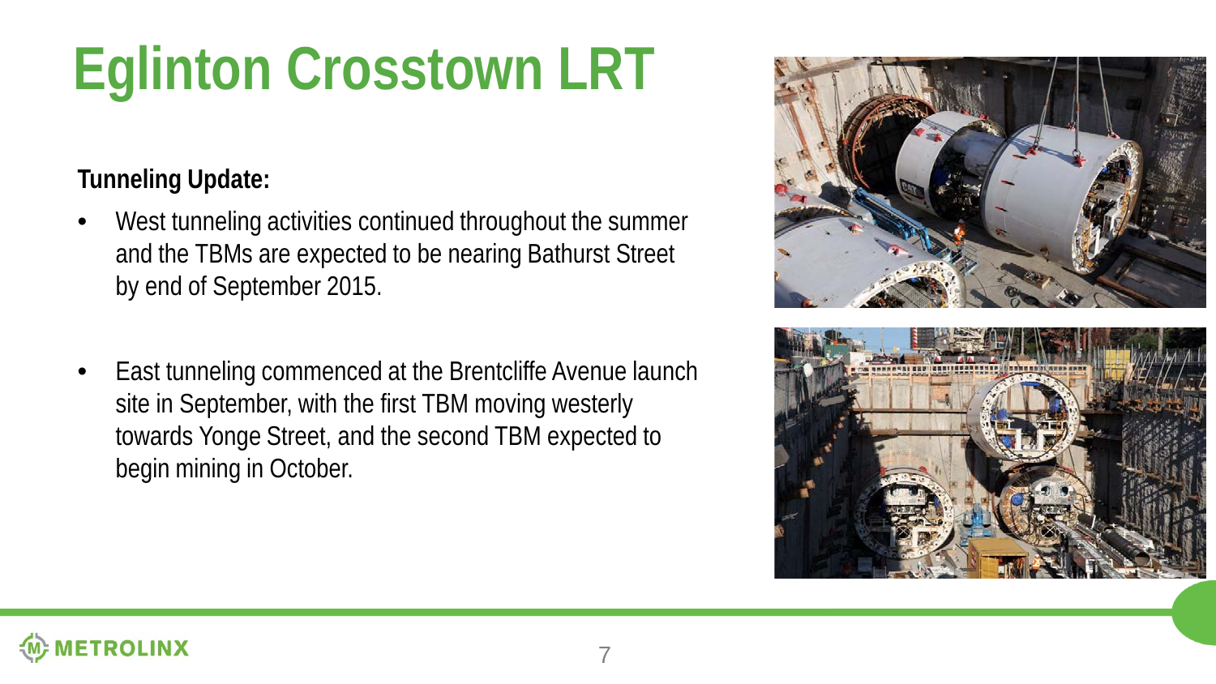# Eglinton Crosstown LRT

**Tunneling Update:**

- West tunneling activities continued throughout the summer and the TBMs are expected to be nearing Bathurst Street by end of September 2015.
- East tunneling commenced at the Brentcliffe Avenue launch site in September, with the first TBM moving westerly towards Yonge Street, and the second TBM expected to begin mining in October.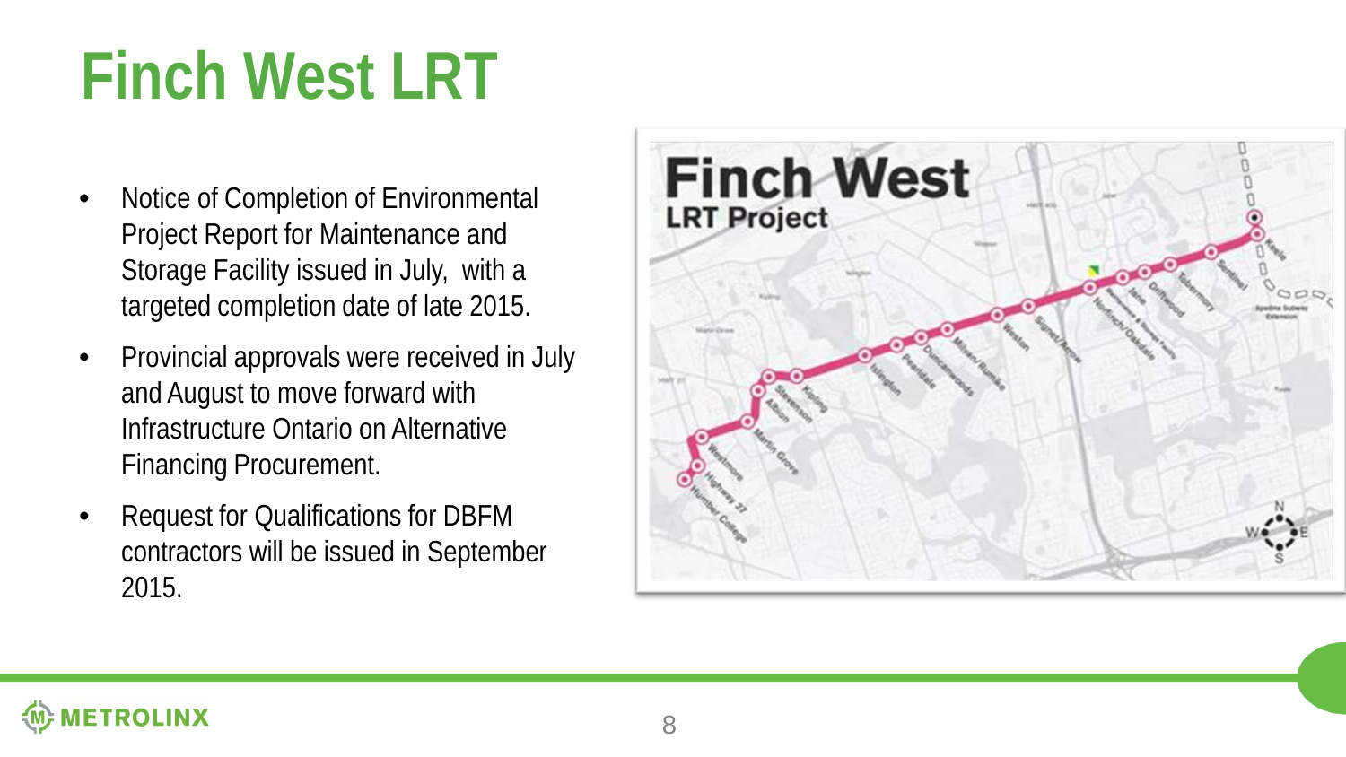# Finch West LRT

- Notice of Completion of Environmental Project Report for Maintenance and Storage Facility issued in July, with a targeted completion date of late 2015.
- Provincial approvals were received in July and August to move forward with Infrastructure Ontario on Alternative Financing Procurement.
- Request for Qualifications for DBFM contractors will be issued in September 2015.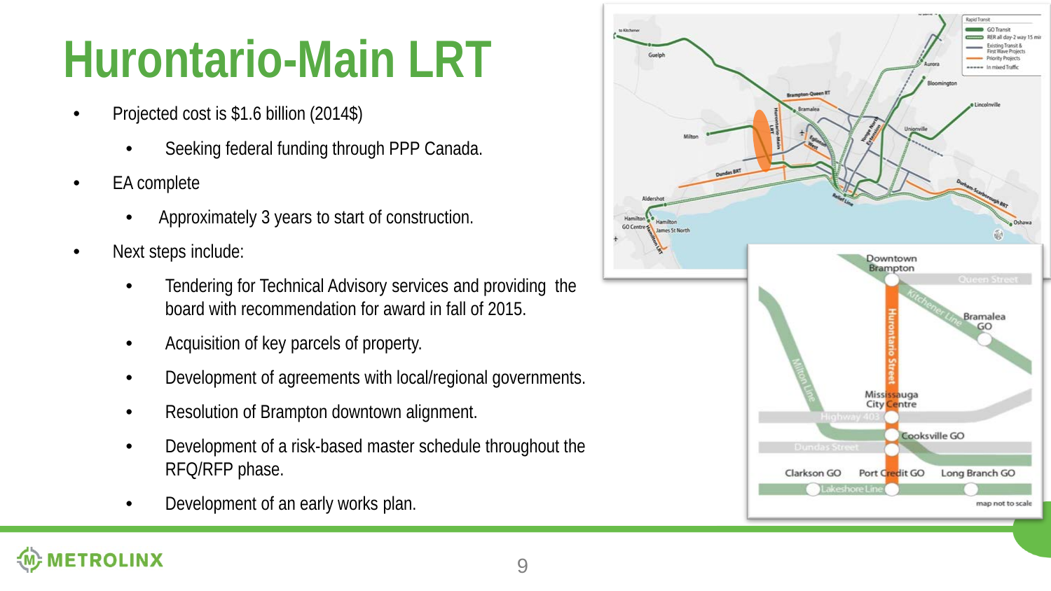# Hurontario-Main LRT

- Projected cost is $1.6 billion (2014$)
  - Seeking federal funding through PPP Canada.
- EA complete
  - Approximately 3 years to start of construction.
- Next steps include:
  - Tendering for Technical Advisory services and providing the board with recommendation for award in fall of 2015.
  - Acquisition of key parcels of property.
  - Development of agreements with local/regional governments.
  - Resolution of Brampton downtown alignment.
  - Development of a risk-based master schedule throughout the RFQ/RFP phase.
  - Development of an early works plan.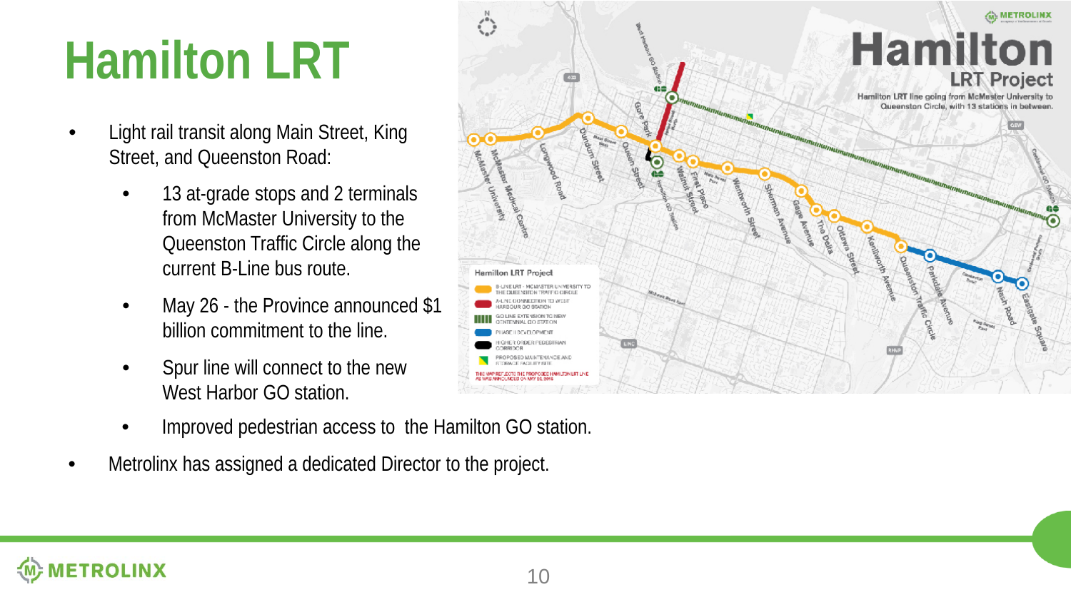# Hamilton LRT

- Light rail transit along Main Street, King Street, and Queenston Road:
  - 13 at-grade stops and 2 terminals from McMaster University to the Queenston Traffic Circle along the current B-Line bus route.
  - May 26 - the Province announced $1 billion commitment to the line.
  - Spur line will connect to the new West Harbor GO station.
  - Improved pedestrian access to the Hamilton GO station.
- Metrolinx has assigned a dedicated Director to the project.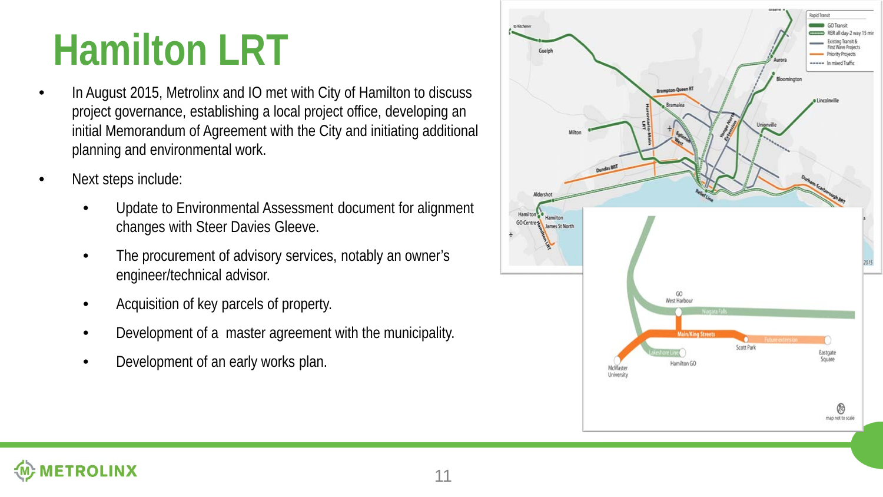# Hamilton LRT

- In August 2015, Metrolinx and IO met with City of Hamilton to discuss project governance, establishing a local project office, developing an initial Memorandum of Agreement with the City and initiating additional planning and environmental work.
- Next steps include:
  - Update to Environmental Assessment document for alignment changes with Steer Davies Gleeve.
  - The procurement of advisory services, notably an owner's engineer/technical advisor.
  - Acquisition of key parcels of property.
  - Development of a master agreement with the municipality.
  - Development of an early works plan.